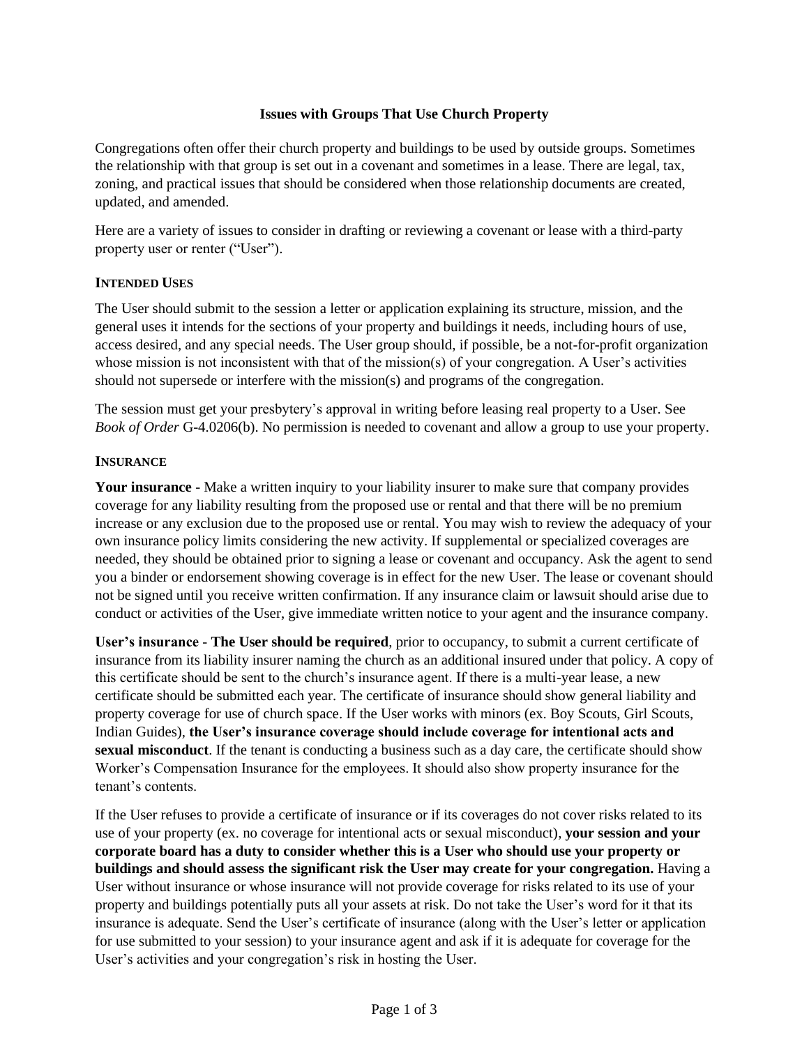# Issues with Groups That Use Church Property

Congregations often offer their church property and buildings to be used by outside groups. Sometimes the relationship with that group is set out in a covenant and sometimes in a lease. There are legal, tax, zoning, and practical issues that should be considered when those relationship documents are created, updated, and amended.

Here are a variety of issues to consider in drafting or reviewing a covenant or lease with a third-party property user or renter ("User").

## INTENDED USES

The User should submit to the session a letter or application explaining its structure, mission, and the general uses it intends for the sections of your property and buildings it needs, including hours of use, access desired, and any special needs. The User group should, if possible, be a not-for-profit organization whose mission is not inconsistent with that of the mission(s) of your congregation. A User's activities should not supersede or interfere with the mission(s) and programs of the congregation.

The session must get your presbytery's approval in writing before leasing real property to a User. See *Book of Order* G-4.0206(b). No permission is needed to covenant and allow a group to use your property.

## INSURANCE

**Your insurance** - Make a written inquiry to your liability insurer to make sure that company provides coverage for any liability resulting from the proposed use or rental and that there will be no premium increase or any exclusion due to the proposed use or rental. You may wish to review the adequacy of your own insurance policy limits considering the new activity. If supplemental or specialized coverages are needed, they should be obtained prior to signing a lease or covenant and occupancy. Ask the agent to send you a binder or endorsement showing coverage is in effect for the new User. The lease or covenant should not be signed until you receive written confirmation. If any insurance claim or lawsuit should arise due to conduct or activities of the User, give immediate written notice to your agent and the insurance company.

**User's insurance** - **The User should be required**, prior to occupancy, to submit a current certificate of insurance from its liability insurer naming the church as an additional insured under that policy. A copy of this certificate should be sent to the church's insurance agent. If there is a multi-year lease, a new certificate should be submitted each year. The certificate of insurance should show general liability and property coverage for use of church space. If the User works with minors (ex. Boy Scouts, Girl Scouts, Indian Guides), **the User's insurance coverage should include coverage for intentional acts and sexual misconduct**. If the tenant is conducting a business such as a day care, the certificate should show Worker's Compensation Insurance for the employees. It should also show property insurance for the tenant's contents.

If the User refuses to provide a certificate of insurance or if its coverages do not cover risks related to its use of your property (ex. no coverage for intentional acts or sexual misconduct), **your session and your corporate board has a duty to consider whether this is a User who should use your property or buildings and should assess the significant risk the User may create for your congregation.** Having a User without insurance or whose insurance will not provide coverage for risks related to its use of your property and buildings potentially puts all your assets at risk. Do not take the User's word for it that its insurance is adequate. Send the User's certificate of insurance (along with the User's letter or application for use submitted to your session) to your insurance agent and ask if it is adequate for coverage for the User's activities and your congregation's risk in hosting the User.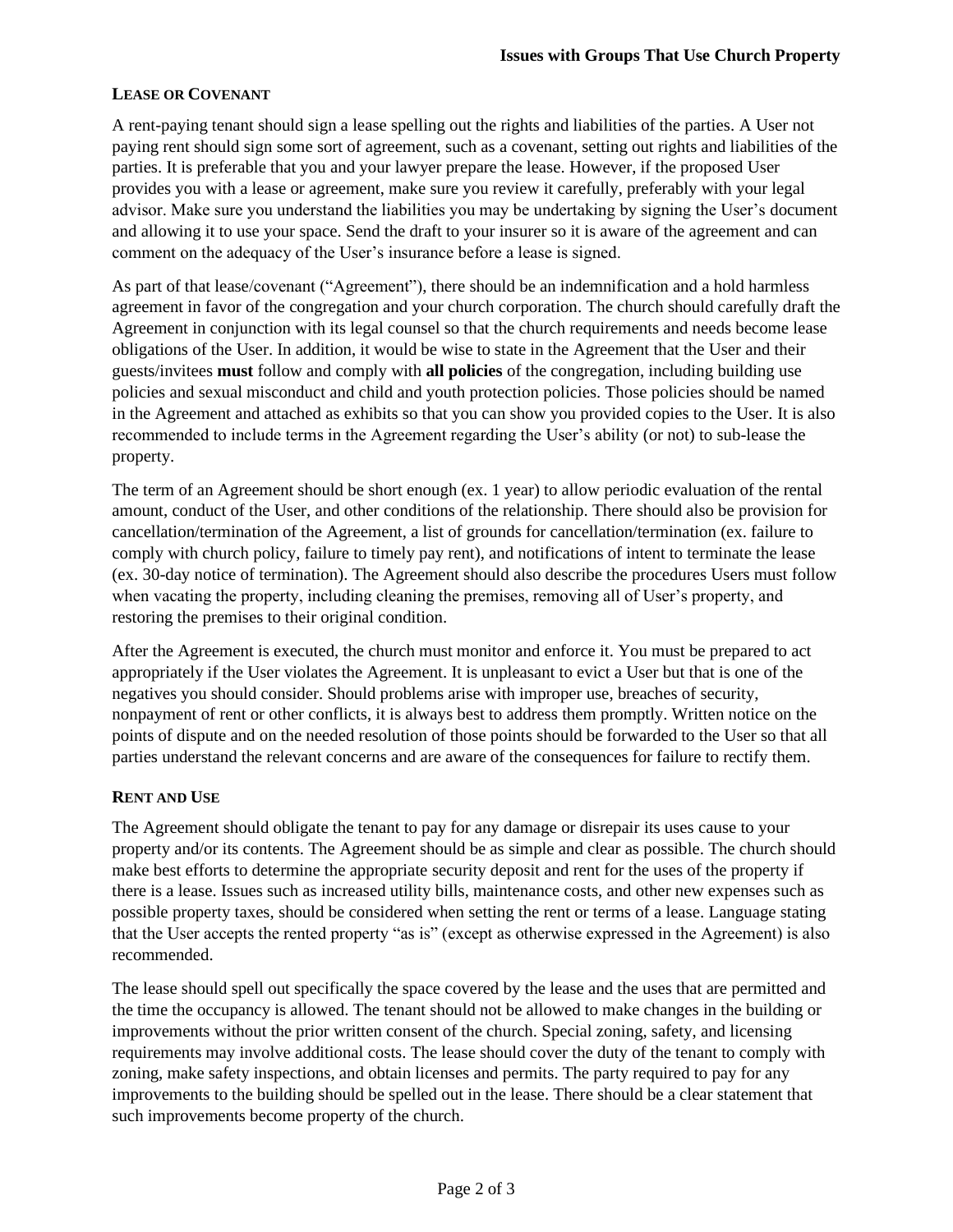## Lease or Covenant

A rent-paying tenant should sign a lease spelling out the rights and liabilities of the parties. A User not paying rent should sign some sort of agreement, such as a covenant, setting out rights and liabilities of the parties. It is preferable that you and your lawyer prepare the lease. However, if the proposed User provides you with a lease or agreement, make sure you review it carefully, preferably with your legal advisor. Make sure you understand the liabilities you may be undertaking by signing the User's document and allowing it to use your space. Send the draft to your insurer so it is aware of the agreement and can comment on the adequacy of the User's insurance before a lease is signed.

As part of that lease/covenant ("Agreement"), there should be an indemnification and a hold harmless agreement in favor of the congregation and your church corporation. The church should carefully draft the Agreement in conjunction with its legal counsel so that the church requirements and needs become lease obligations of the User. In addition, it would be wise to state in the Agreement that the User and their guests/invitees **must** follow and comply with **all policies** of the congregation, including building use policies and sexual misconduct and child and youth protection policies. Those policies should be named in the Agreement and attached as exhibits so that you can show you provided copies to the User. It is also recommended to include terms in the Agreement regarding the User's ability (or not) to sub-lease the property.

The term of an Agreement should be short enough (ex. 1 year) to allow periodic evaluation of the rental amount, conduct of the User, and other conditions of the relationship. There should also be provision for cancellation/termination of the Agreement, a list of grounds for cancellation/termination (ex. failure to comply with church policy, failure to timely pay rent), and notifications of intent to terminate the lease (ex. 30-day notice of termination). The Agreement should also describe the procedures Users must follow when vacating the property, including cleaning the premises, removing all of User's property, and restoring the premises to their original condition.

After the Agreement is executed, the church must monitor and enforce it. You must be prepared to act appropriately if the User violates the Agreement. It is unpleasant to evict a User but that is one of the negatives you should consider. Should problems arise with improper use, breaches of security, nonpayment of rent or other conflicts, it is always best to address them promptly. Written notice on the points of dispute and on the needed resolution of those points should be forwarded to the User so that all parties understand the relevant concerns and are aware of the consequences for failure to rectify them.

## Rent and Use

The Agreement should obligate the tenant to pay for any damage or disrepair its uses cause to your property and/or its contents. The Agreement should be as simple and clear as possible. The church should make best efforts to determine the appropriate security deposit and rent for the uses of the property if there is a lease. Issues such as increased utility bills, maintenance costs, and other new expenses such as possible property taxes, should be considered when setting the rent or terms of a lease. Language stating that the User accepts the rented property "as is" (except as otherwise expressed in the Agreement) is also recommended.

The lease should spell out specifically the space covered by the lease and the uses that are permitted and the time the occupancy is allowed. The tenant should not be allowed to make changes in the building or improvements without the prior written consent of the church. Special zoning, safety, and licensing requirements may involve additional costs. The lease should cover the duty of the tenant to comply with zoning, make safety inspections, and obtain licenses and permits. The party required to pay for any improvements to the building should be spelled out in the lease. There should be a clear statement that such improvements become property of the church.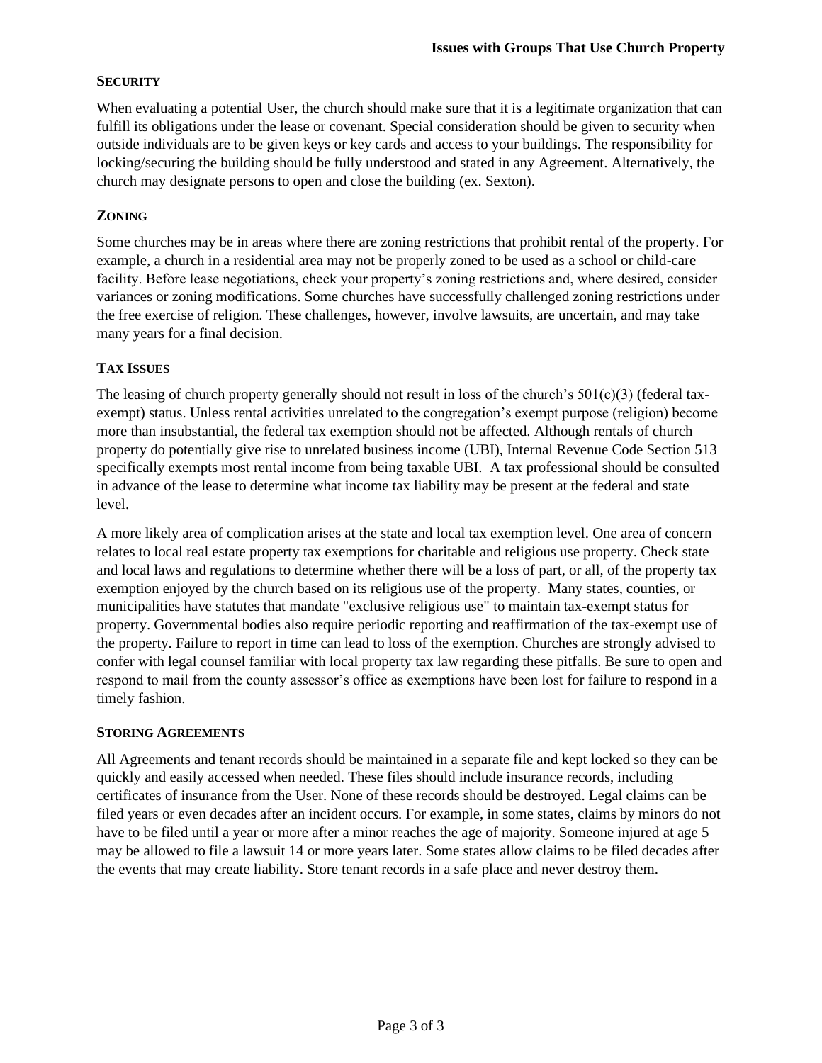## Security

When evaluating a potential User, the church should make sure that it is a legitimate organization that can fulfill its obligations under the lease or covenant. Special consideration should be given to security when outside individuals are to be given keys or key cards and access to your buildings. The responsibility for locking/securing the building should be fully understood and stated in any Agreement. Alternatively, the church may designate persons to open and close the building (ex. Sexton).

## Zoning

Some churches may be in areas where there are zoning restrictions that prohibit rental of the property. For example, a church in a residential area may not be properly zoned to be used as a school or child-care facility. Before lease negotiations, check your property's zoning restrictions and, where desired, consider variances or zoning modifications. Some churches have successfully challenged zoning restrictions under the free exercise of religion. These challenges, however, involve lawsuits, are uncertain, and may take many years for a final decision.

## Tax Issues

The leasing of church property generally should not result in loss of the church's 501(c)(3) (federal tax-exempt) status. Unless rental activities unrelated to the congregation's exempt purpose (religion) become more than insubstantial, the federal tax exemption should not be affected. Although rentals of church property do potentially give rise to unrelated business income (UBI), Internal Revenue Code Section 513 specifically exempts most rental income from being taxable UBI. A tax professional should be consulted in advance of the lease to determine what income tax liability may be present at the federal and state level.

A more likely area of complication arises at the state and local tax exemption level. One area of concern relates to local real estate property tax exemptions for charitable and religious use property. Check state and local laws and regulations to determine whether there will be a loss of part, or all, of the property tax exemption enjoyed by the church based on its religious use of the property. Many states, counties, or municipalities have statutes that mandate "exclusive religious use" to maintain tax-exempt status for property. Governmental bodies also require periodic reporting and reaffirmation of the tax-exempt use of the property. Failure to report in time can lead to loss of the exemption. Churches are strongly advised to confer with legal counsel familiar with local property tax law regarding these pitfalls. Be sure to open and respond to mail from the county assessor's office as exemptions have been lost for failure to respond in a timely fashion.

## Storing Agreements

All Agreements and tenant records should be maintained in a separate file and kept locked so they can be quickly and easily accessed when needed. These files should include insurance records, including certificates of insurance from the User. None of these records should be destroyed. Legal claims can be filed years or even decades after an incident occurs. For example, in some states, claims by minors do not have to be filed until a year or more after a minor reaches the age of majority. Someone injured at age 5 may be allowed to file a lawsuit 14 or more years later. Some states allow claims to be filed decades after the events that may create liability. Store tenant records in a safe place and never destroy them.